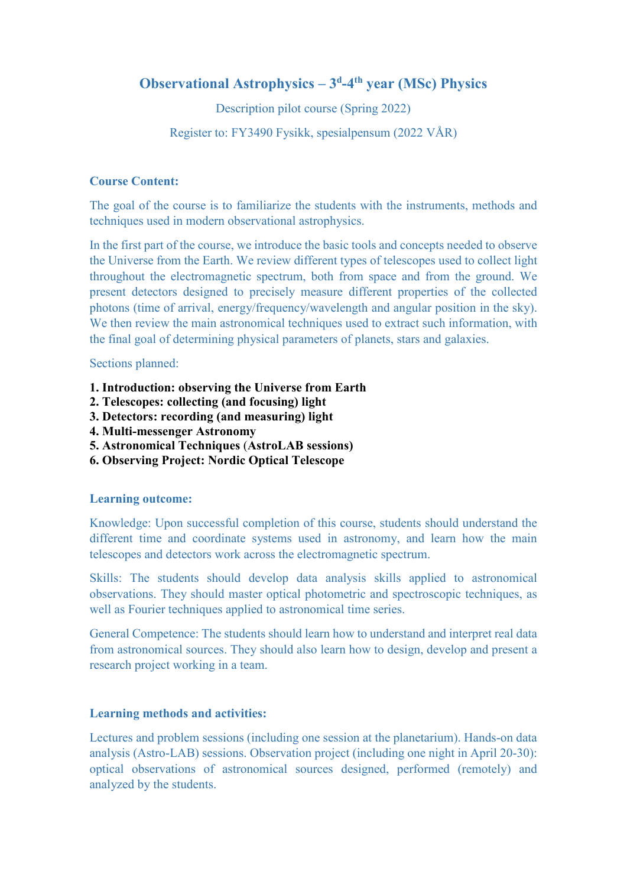# Observational Astrophysics – 3$^{d}$-4$^{th}$ year (MSc) Physics

Description pilot course (Spring 2022)

Register to: FY3490 Fysikk, spesialpensum (2022 VÅR)

## Course Content:

The goal of the course is to familiarize the students with the instruments, methods and techniques used in modern observational astrophysics.

In the first part of the course, we introduce the basic tools and concepts needed to observe the Universe from the Earth. We review different types of telescopes used to collect light throughout the electromagnetic spectrum, both from space and from the ground. We present detectors designed to precisely measure different properties of the collected photons (time of arrival, energy/frequency/wavelength and angular position in the sky). We then review the main astronomical techniques used to extract such information, with the final goal of determining physical parameters of planets, stars and galaxies.

Sections planned:

1. **Introduction: observing the Universe from Earth**
2. **Telescopes: collecting (and focusing) light**
3. **Detectors: recording (and measuring) light**
4. **Multi-messenger Astronomy**
5. **Astronomical Techniques (AstroLAB sessions)**
6. **Observing Project: Nordic Optical Telescope**

## Learning outcome:

Knowledge: Upon successful completion of this course, students should understand the different time and coordinate systems used in astronomy, and learn how the main telescopes and detectors work across the electromagnetic spectrum.

Skills: The students should develop data analysis skills applied to astronomical observations. They should master optical photometric and spectroscopic techniques, as well as Fourier techniques applied to astronomical time series.

General Competence: The students should learn how to understand and interpret real data from astronomical sources. They should also learn how to design, develop and present a research project working in a team.

## Learning methods and activities:

Lectures and problem sessions (including one session at the planetarium). Hands-on data analysis (Astro-LAB) sessions. Observation project (including one night in April 20-30): optical observations of astronomical sources designed, performed (remotely) and analyzed by the students.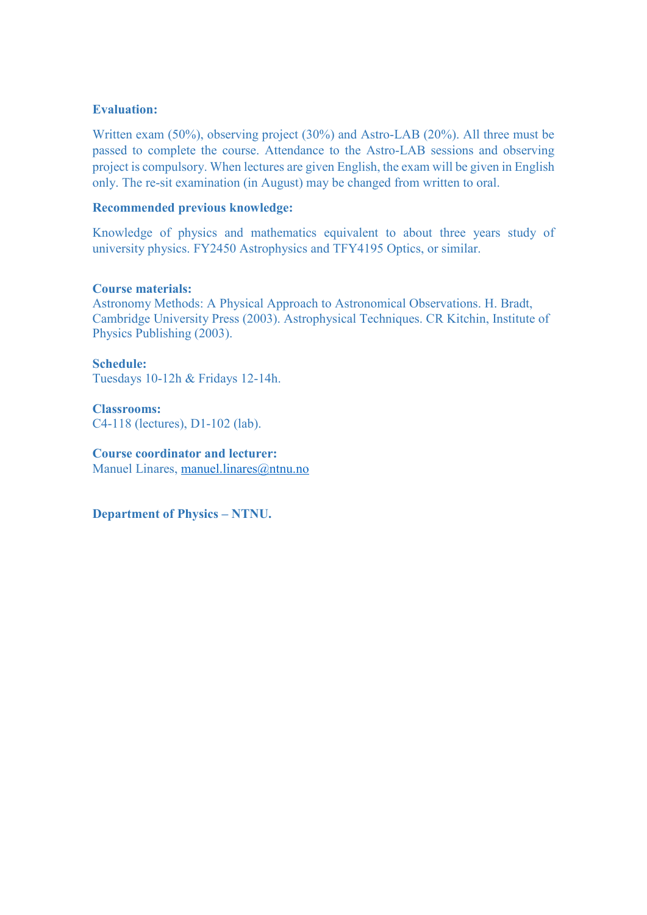**Evaluation:**

Written exam (50%), observing project (30%) and Astro-LAB (20%). All three must be passed to complete the course. Attendance to the Astro-LAB sessions and observing project is compulsory. When lectures are given English, the exam will be given in English only. The re-sit examination (in August) may be changed from written to oral.

**Recommended previous knowledge:**

Knowledge of physics and mathematics equivalent to about three years study of university physics. FY2450 Astrophysics and TFY4195 Optics, or similar.

**Course materials:**
Astronomy Methods: A Physical Approach to Astronomical Observations. H. Bradt, Cambridge University Press (2003). Astrophysical Techniques. CR Kitchin, Institute of Physics Publishing (2003).

**Schedule:**
Tuesdays 10-12h & Fridays 12-14h.

**Classrooms:**
C4-118 (lectures), D1-102 (lab).

**Course coordinator and lecturer:**
Manuel Linares, manuel.linares@ntnu.no

**Department of Physics – NTNU.**